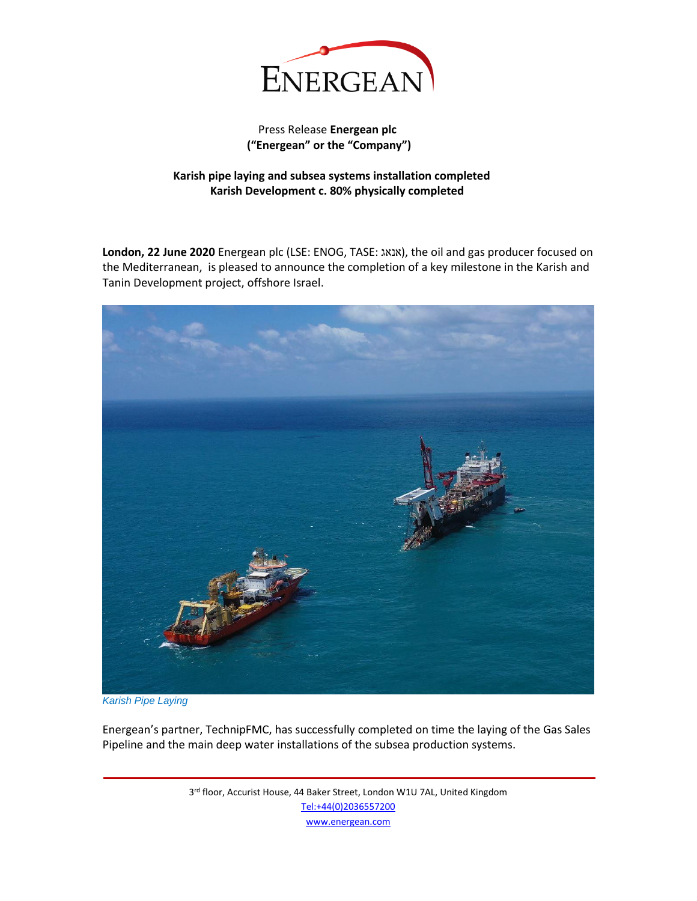Press Release **Energean plc**
**("Energean" or the "Company")**

**Karish pipe laying and subsea systems installation completed**
**Karish Development c. 80% physically completed**

**London, 22 June 2020** Energean plc (LSE: ENOG, TASE: אנאג), the oil and gas producer focused on the Mediterranean, is pleased to announce the completion of a key milestone in the Karish and Tanin Development project, offshore Israel.

*Karish Pipe Laying*

Energean's partner, TechnipFMC, has successfully completed on time the laying of the Gas Sales Pipeline and the main deep water installations of the subsea production systems.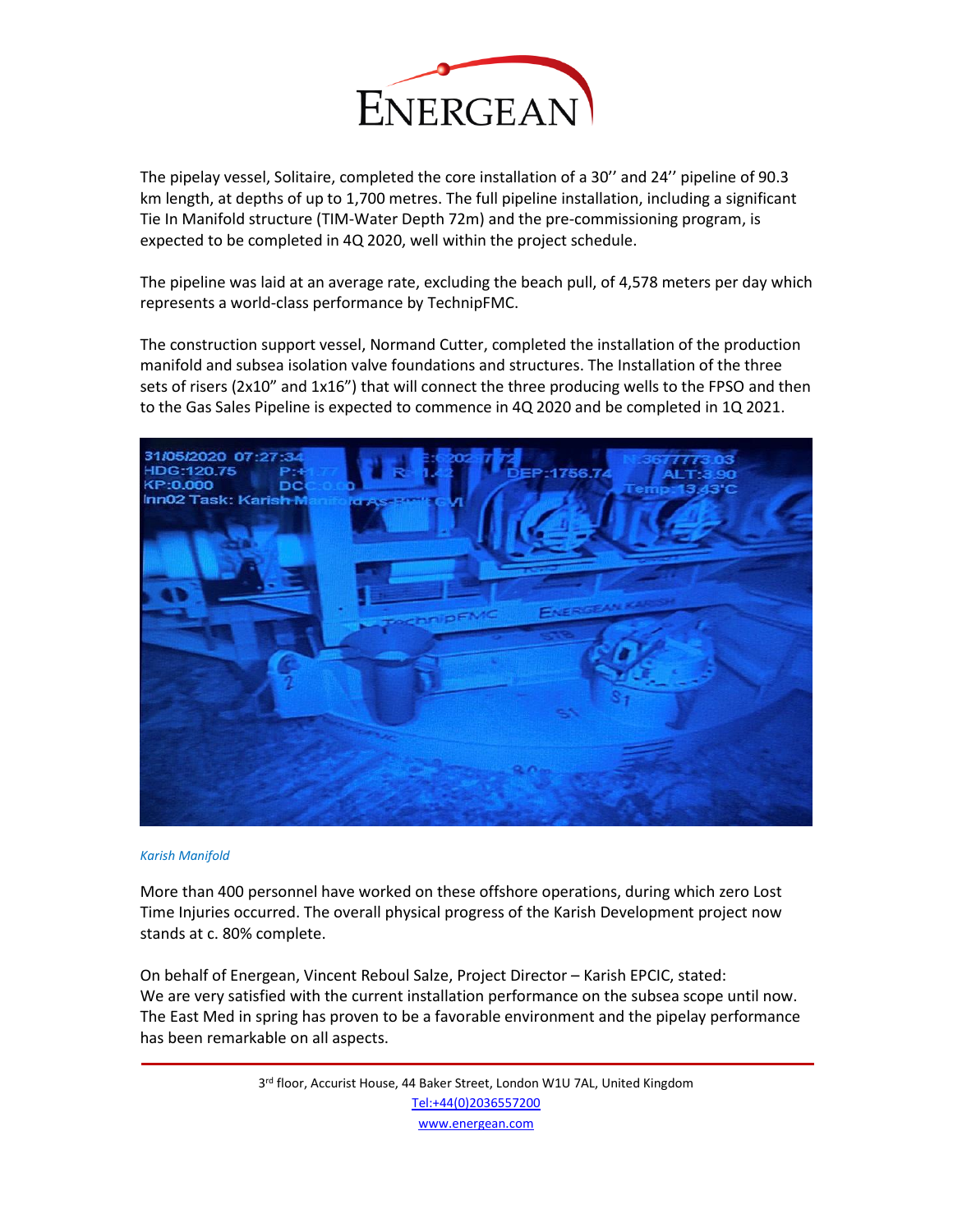The pipelay vessel, Solitaire, completed the core installation of a 30'' and 24'' pipeline of 90.3 km length, at depths of up to 1,700 metres. The full pipeline installation, including a significant Tie In Manifold structure (TIM-Water Depth 72m) and the pre-commissioning program, is expected to be completed in 4Q 2020, well within the project schedule.

The pipeline was laid at an average rate, excluding the beach pull, of 4,578 meters per day which represents a world-class performance by TechnipFMC.

The construction support vessel, Normand Cutter, completed the installation of the production manifold and subsea isolation valve foundations and structures. The Installation of the three sets of risers (2x10" and 1x16") that will connect the three producing wells to the FPSO and then to the Gas Sales Pipeline is expected to commence in 4Q 2020 and be completed in 1Q 2021.

*Karish Manifold*

More than 400 personnel have worked on these offshore operations, during which zero Lost Time Injuries occurred. The overall physical progress of the Karish Development project now stands at c. 80% complete.

On behalf of Energean, Vincent Reboul Salze, Project Director – Karish EPCIC, stated:
We are very satisfied with the current installation performance on the subsea scope until now. The East Med in spring has proven to be a favorable environment and the pipelay performance has been remarkable on all aspects.